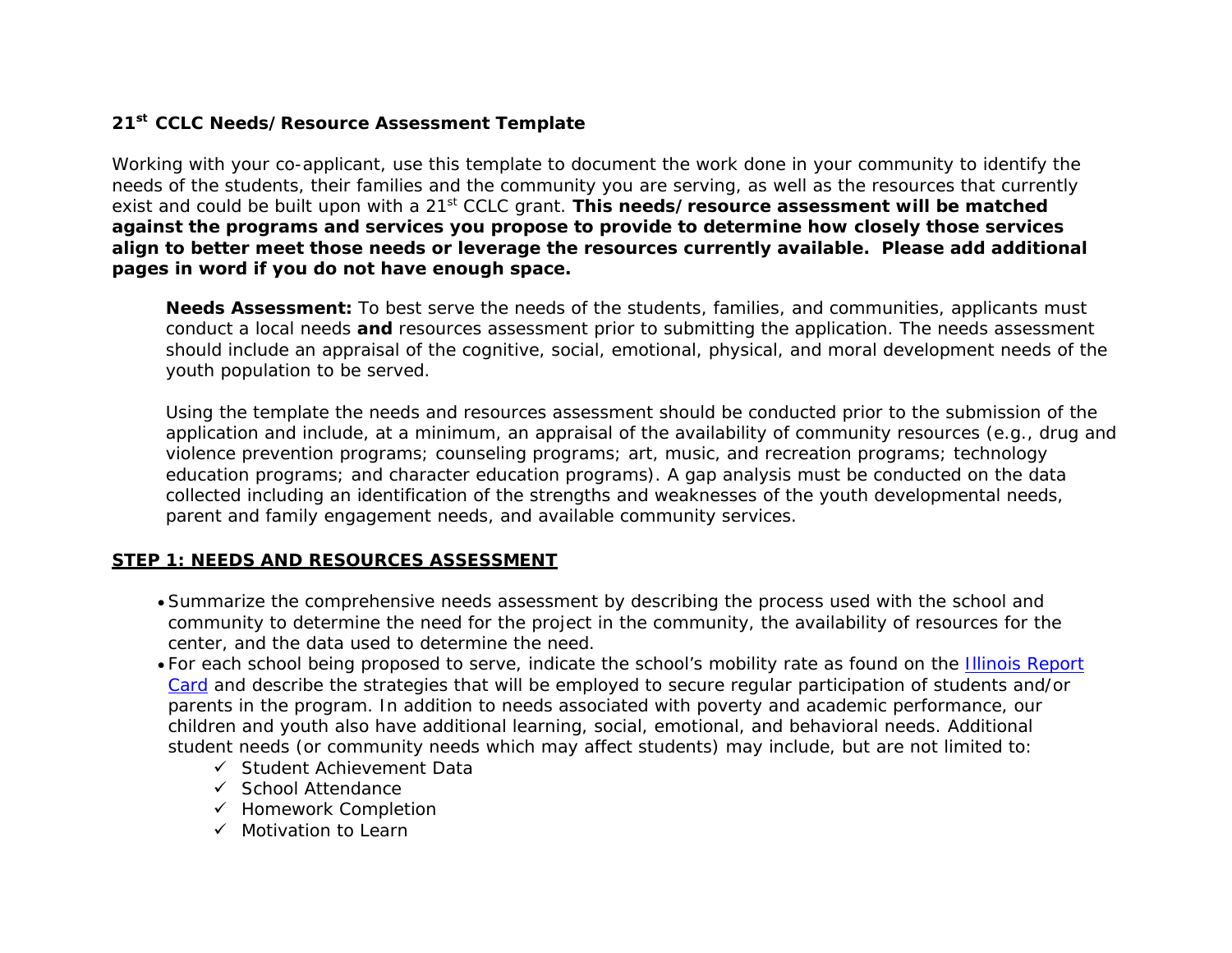**21st CCLC Needs/Resource Assessment Template**

Working with your co-applicant, use this template to document the work done in your community to identify the needs of the students, their families and the community you are serving, as well as the resources that currently exist and could be built upon with a 21st CCLC grant. **This needs/resource assessment will be matched against the programs and services you propose to provide to determine how closely those services align to better meet those needs or leverage the resources currently available. Please add additional pages in word if you do not have enough space.**

> **Needs Assessment:** To best serve the needs of the students, families, and communities, applicants must conduct a local needs **and** resources assessment prior to submitting the application. The needs assessment should include an appraisal of the cognitive, social, emotional, physical, and moral development needs of the youth population to be served.
>
> Using the template the needs and resources assessment should be conducted prior to the submission of the application and include, at a minimum, an appraisal of the availability of community resources (e.g., drug and violence prevention programs; counseling programs; art, music, and recreation programs; technology education programs; and character education programs). A gap analysis must be conducted on the data collected including an identification of the strengths and weaknesses of the youth developmental needs, parent and family engagement needs, and available community services.

## STEP 1: NEEDS AND RESOURCES ASSESSMENT

- Summarize the comprehensive needs assessment by describing the process used with the school and community to determine the need for the project in the community, the availability of resources for the center, and the data used to determine the need.
- For each school being proposed to serve, indicate the school's mobility rate as found on the Illinois Report Card and describe the strategies that will be employed to secure regular participation of students and/or parents in the program. In addition to needs associated with poverty and academic performance, our children and youth also have additional learning, social, emotional, and behavioral needs. Additional student needs (or community needs which may affect students) may include, but are not limited to:
  - ✓ Student Achievement Data
  - ✓ School Attendance
  - ✓ Homework Completion
  - ✓ Motivation to Learn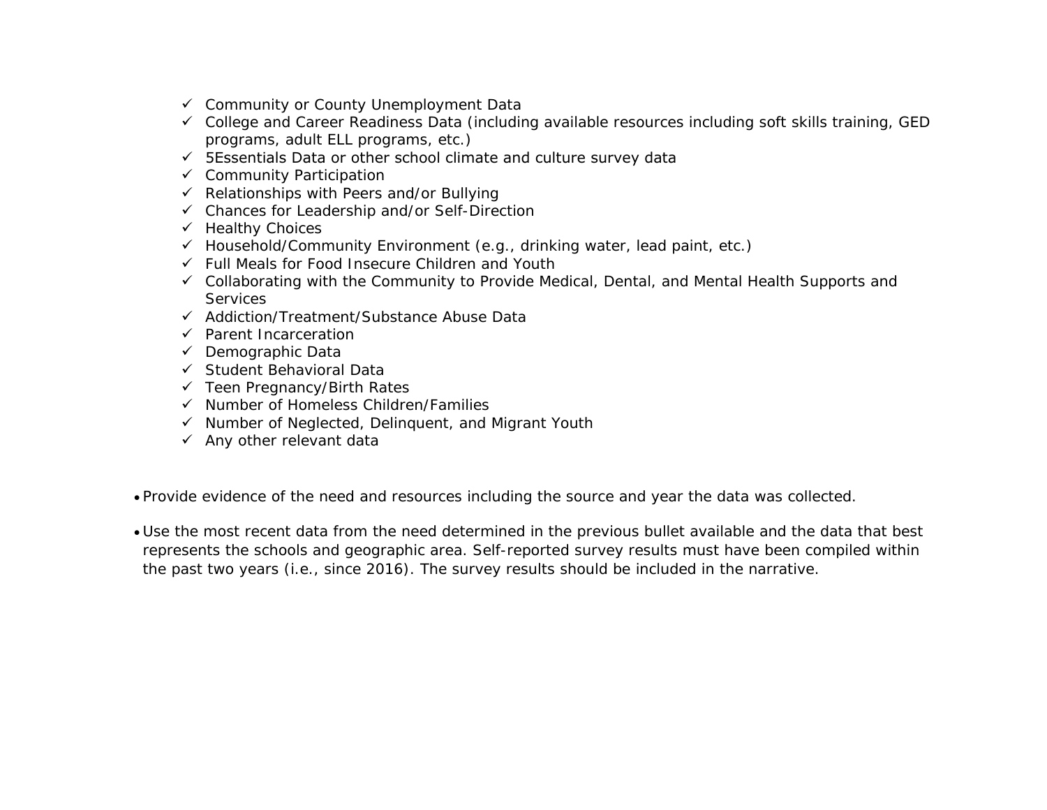- ✓ Community or County Unemployment Data
- ✓ College and Career Readiness Data (including available resources including soft skills training, GED programs, adult ELL programs, etc.)
- ✓ 5Essentials Data or other school climate and culture survey data
- ✓ Community Participation
- ✓ Relationships with Peers and/or Bullying
- ✓ Chances for Leadership and/or Self-Direction
- ✓ Healthy Choices
- ✓ Household/Community Environment (e.g., drinking water, lead paint, etc.)
- ✓ Full Meals for Food Insecure Children and Youth
- ✓ Collaborating with the Community to Provide Medical, Dental, and Mental Health Supports and Services
- ✓ Addiction/Treatment/Substance Abuse Data
- ✓ Parent Incarceration
- ✓ Demographic Data
- ✓ Student Behavioral Data
- ✓ Teen Pregnancy/Birth Rates
- ✓ Number of Homeless Children/Families
- ✓ Number of Neglected, Delinquent, and Migrant Youth
- ✓ Any other relevant data

- Provide evidence of the need and resources including the source and year the data was collected.
- Use the most recent data from the need determined in the previous bullet available and the data that best represents the schools and geographic area. Self-reported survey results must have been compiled within the past two years (i.e., since 2016). The survey results should be included in the narrative.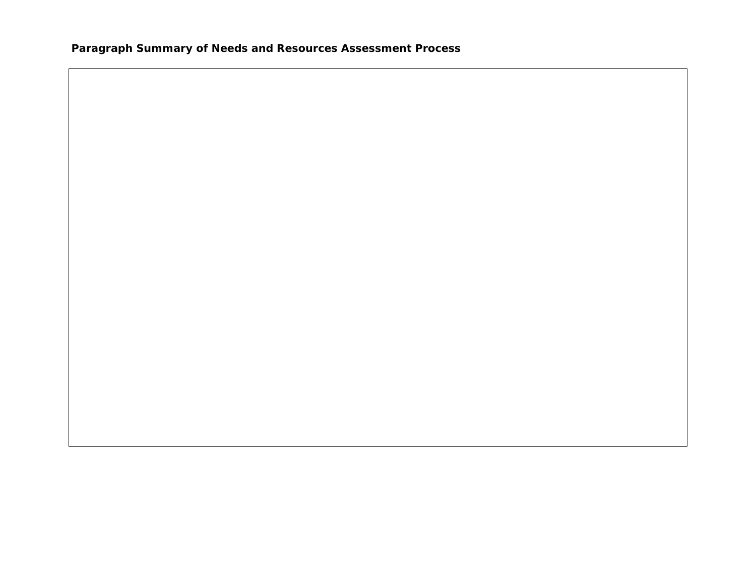**Paragraph Summary of Needs and Resources Assessment Process**

| |
|---|
| |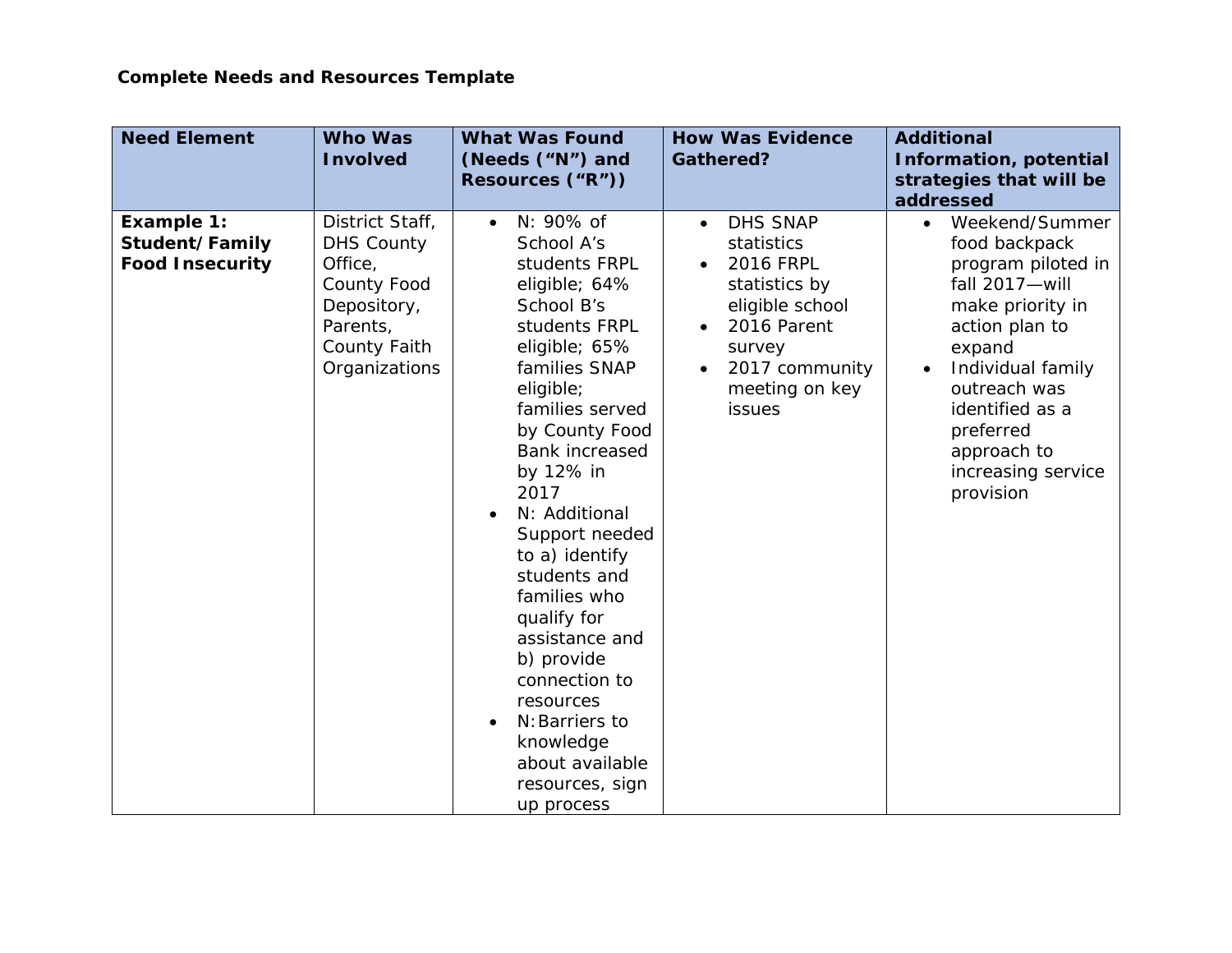**Complete Needs and Resources Template**

| Need Element | Who Was Involved | What Was Found (Needs ("N") and Resources ("R")) | How Was Evidence Gathered? | Additional Information, potential strategies that will be addressed |
|---|---|---|---|---|
| **Example 1: Student/Family Food Insecurity** | District Staff, DHS County Office, County Food Depository, Parents, County Faith Organizations | • N: 90% of School A's students FRPL eligible; 64% School B's students FRPL eligible; 65% families SNAP eligible; families served by County Food Bank increased by 12% in 2017<br>• N: Additional Support needed to a) identify students and families who qualify for assistance and b) provide connection to resources<br>• N: Barriers to knowledge about available resources, sign up process | • DHS SNAP statistics<br>• 2016 FRPL statistics by eligible school<br>• 2016 Parent survey<br>• 2017 community meeting on key issues | • Weekend/Summer food backpack program piloted in fall 2017—will make priority in action plan to expand<br>• Individual family outreach was identified as a preferred approach to increasing service provision |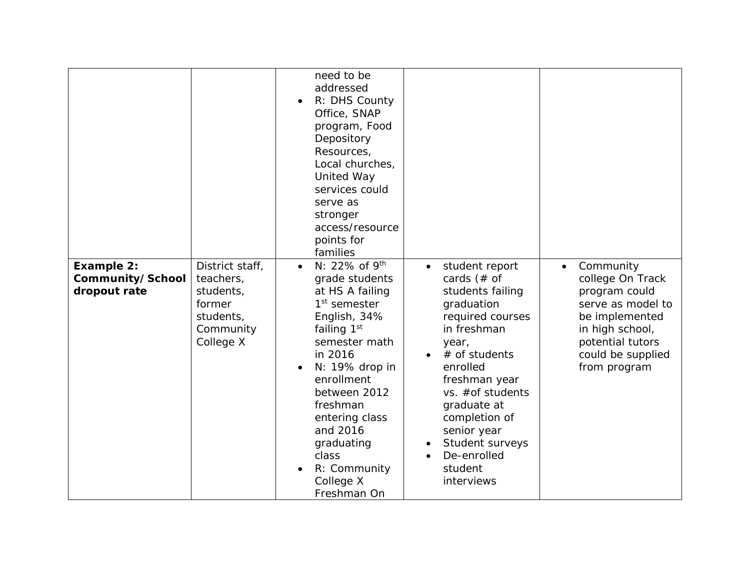| | | | | |
|---|---|---|---|---|
| | | • need to be addressed<br>• R: DHS County Office, SNAP program, Food Depository Resources, Local churches, United Way services could serve as stronger access/resource points for families | | |
| **Example 2: Community/School dropout rate** | District staff, teachers, students, former students, Community College X | • N: 22% of 9th grade students at HS A failing 1st semester English, 34% failing 1st semester math in 2016<br>• N: 19% drop in enrollment between 2012 freshman entering class and 2016 graduating class<br>• R: Community College X Freshman On | • student report cards (# of students failing graduation required courses in freshman year,<br>• # of students enrolled freshman year vs. #of students graduate at completion of senior year<br>• Student surveys<br>• De-enrolled student interviews | • Community college On Track program could serve as model to be implemented in high school, potential tutors could be supplied from program |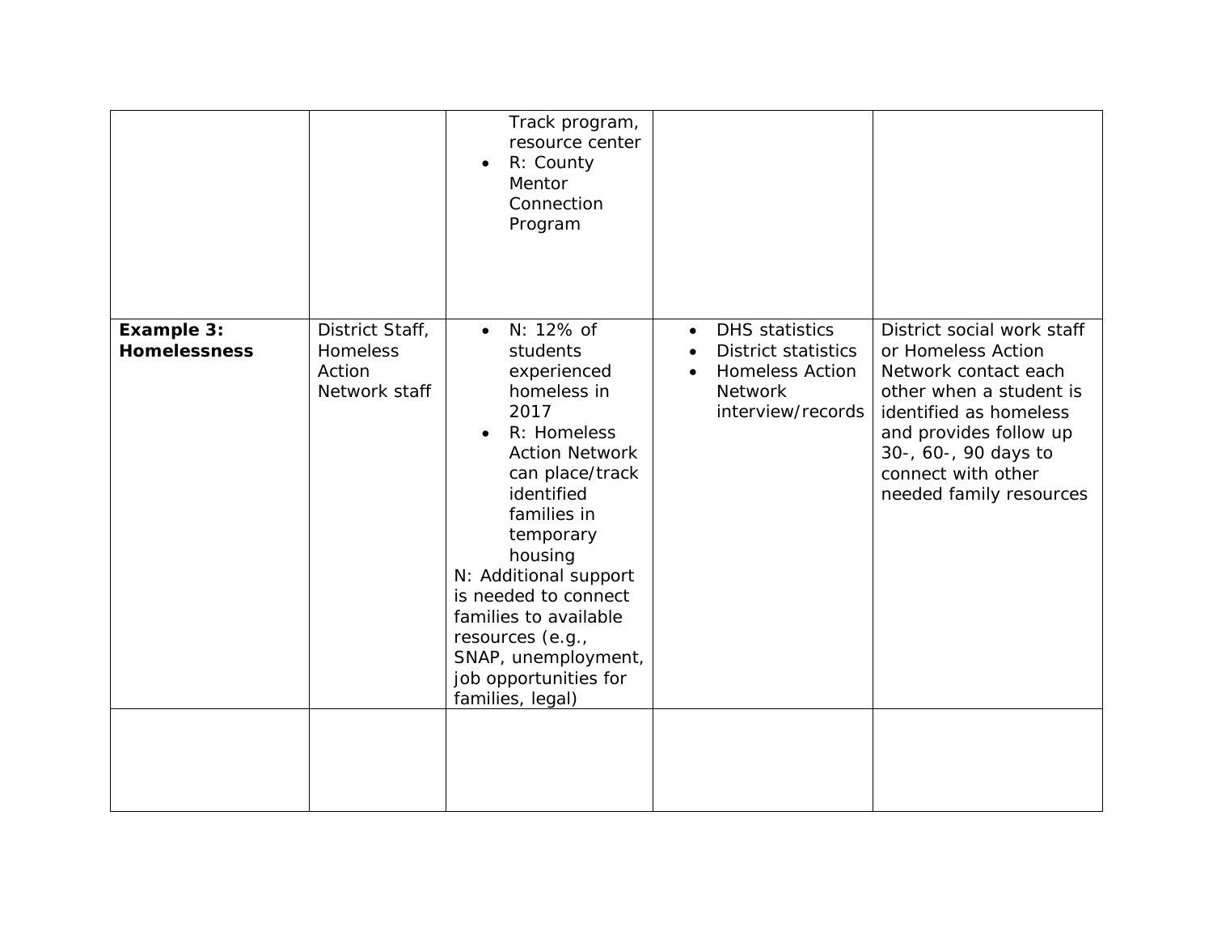| | | | | |
|---|---|---|---|---|
| | | Track program, resource center<br>• R: County Mentor Connection Program | | |
| **Example 3: Homelessness** | District Staff, Homeless Action Network staff | • N: 12% of students experienced homeless in 2017<br>• R: Homeless Action Network can place/track identified families in temporary housing<br>N: Additional support is needed to connect families to available resources (e.g., SNAP, unemployment, job opportunities for families, legal) | • DHS statistics<br>• District statistics<br>• Homeless Action Network interview/records | District social work staff or Homeless Action Network contact each other when a student is identified as homeless and provides follow up 30-, 60-, 90 days to connect with other needed family resources |
| | | | | |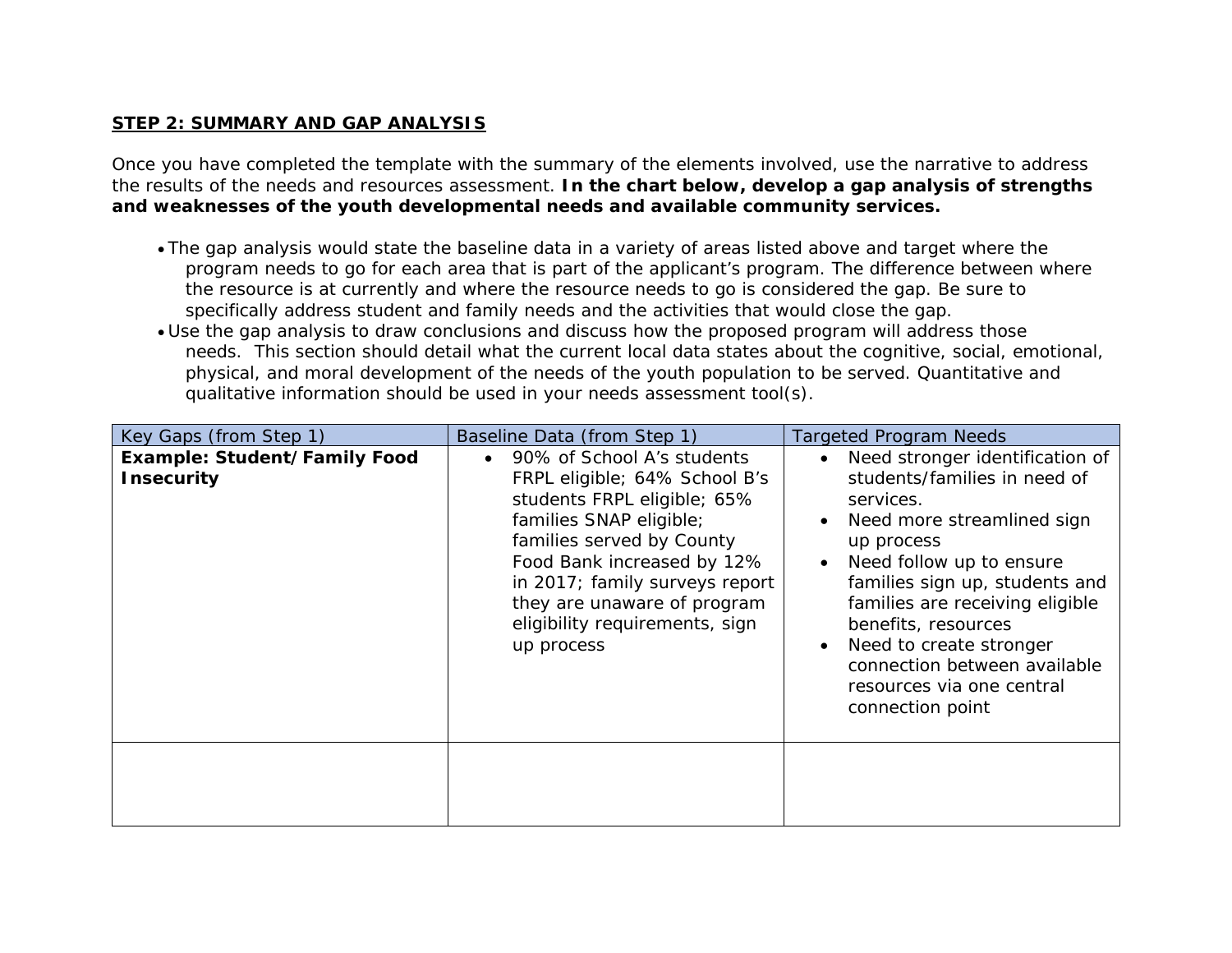**STEP 2: SUMMARY AND GAP ANALYSIS**

Once you have completed the template with the summary of the elements involved, use the narrative to address the results of the needs and resources assessment. **In the chart below, develop a gap analysis of strengths and weaknesses of the youth developmental needs and available community services.**

- The gap analysis would state the baseline data in a variety of areas listed above and target where the program needs to go for each area that is part of the applicant's program. The difference between where the resource is at currently and where the resource needs to go is considered the gap. Be sure to specifically address student and family needs and the activities that would close the gap.
- Use the gap analysis to draw conclusions and discuss how the proposed program will address those needs. This section should detail what the current local data states about the cognitive, social, emotional, physical, and moral development of the needs of the youth population to be served. Quantitative and qualitative information should be used in your needs assessment tool(s).

| Key Gaps (from Step 1) | Baseline Data (from Step 1) | Targeted Program Needs |
|---|---|---|
| **Example: Student/Family Food Insecurity** | • 90% of School A's students FRPL eligible; 64% School B's students FRPL eligible; 65% families SNAP eligible; families served by County Food Bank increased by 12% in 2017; family surveys report they are unaware of program eligibility requirements, sign up process | • Need stronger identification of students/families in need of services.<br>• Need more streamlined sign up process<br>• Need follow up to ensure families sign up, students and families are receiving eligible benefits, resources<br>• Need to create stronger connection between available resources via one central connection point |
| | | |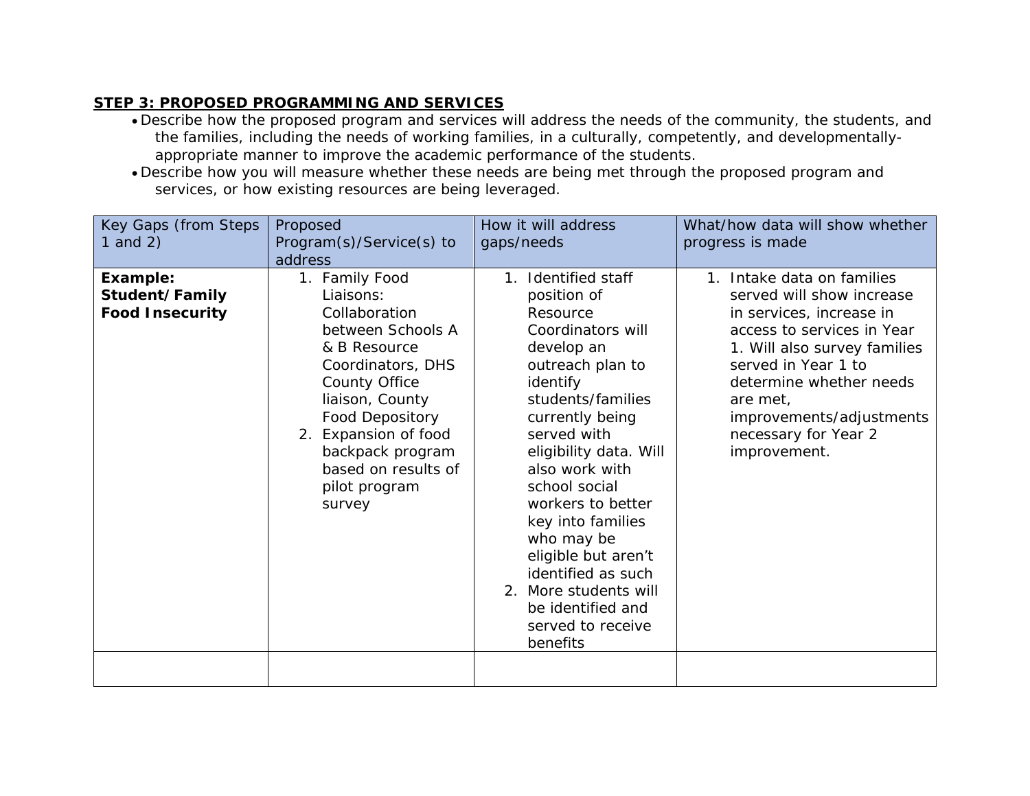**STEP 3: PROPOSED PROGRAMMING AND SERVICES**

- Describe how the proposed program and services will address the needs of the community, the students, and the families, including the needs of working families, in a culturally, competently, and developmentally-appropriate manner to improve the academic performance of the students.
- Describe how you will measure whether these needs are being met through the proposed program and services, or how existing resources are being leveraged.

| Key Gaps (from Steps 1 and 2) | Proposed Program(s)/Service(s) to address | How it will address gaps/needs | What/how data will show whether progress is made |
|---|---|---|---|
| **Example: Student/Family Food Insecurity** | 1. Family Food Liaisons: Collaboration between Schools A & B Resource Coordinators, DHS County Office liaison, County Food Depository<br>2. Expansion of food backpack program based on results of pilot program survey | 1. Identified staff position of Resource Coordinators will develop an outreach plan to identify students/families currently being served with eligibility data. Will also work with school social workers to better key into families who may be eligible but aren't identified as such<br>2. More students will be identified and served to receive benefits | 1. Intake data on families served will show increase in services, increase in access to services in Year 1. Will also survey families served in Year 1 to determine whether needs are met, improvements/adjustments necessary for Year 2 improvement. |
| | | | |